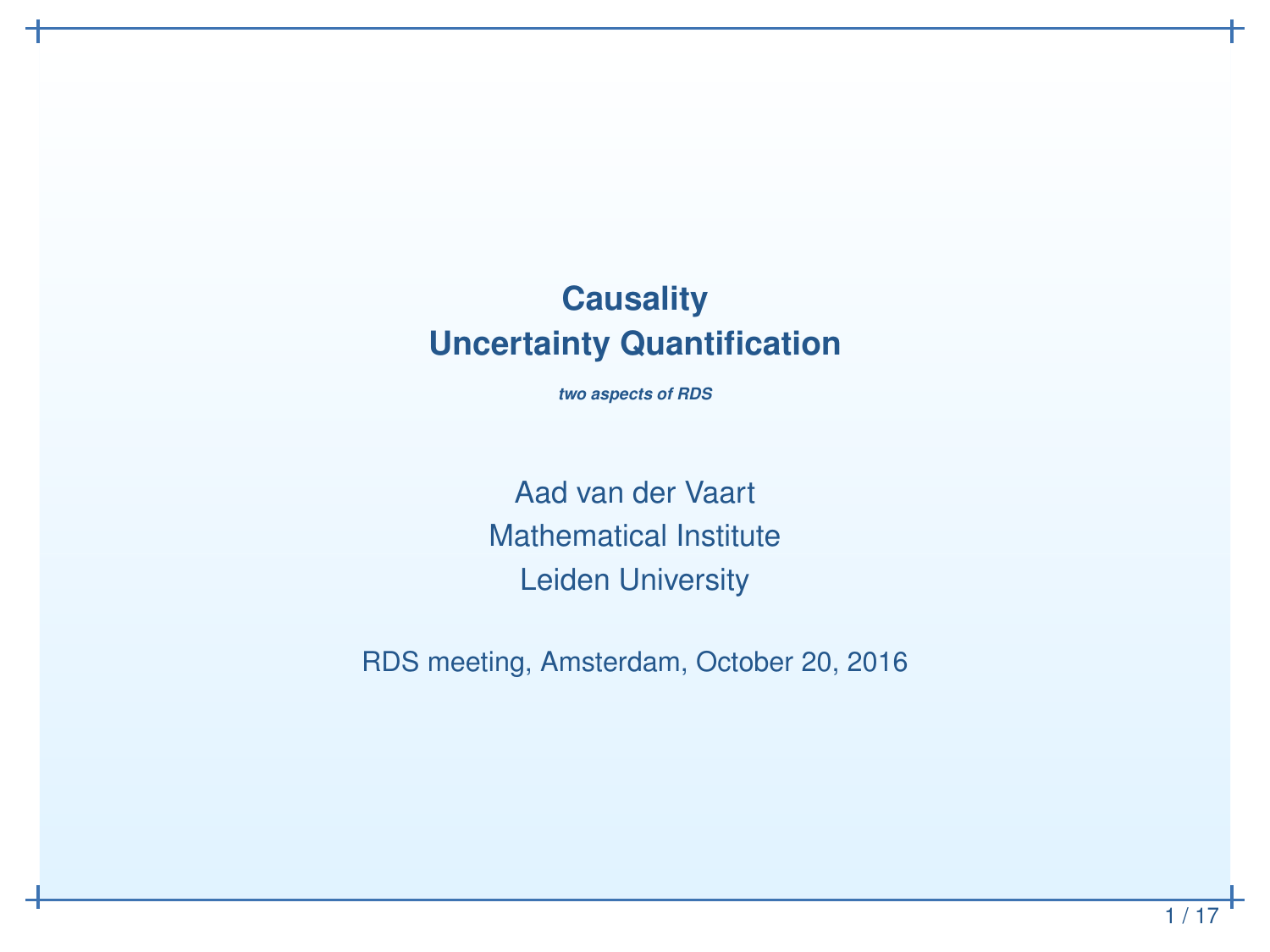# Causality
# Uncertainty Quantification

***two aspects of RDS***

Aad van der Vaart

Mathematical Institute

Leiden University

RDS meeting, Amsterdam, October 20, 2016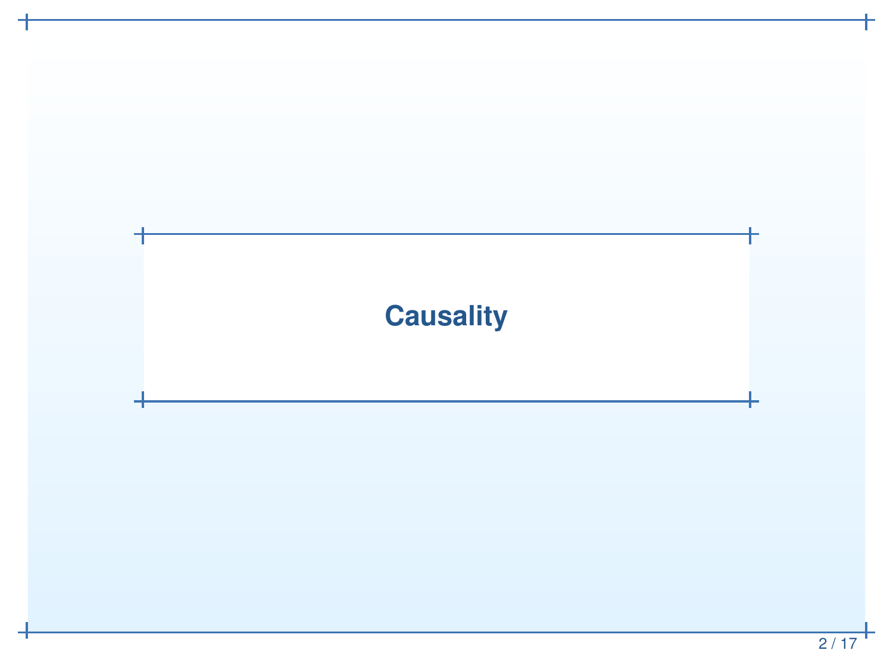# Causality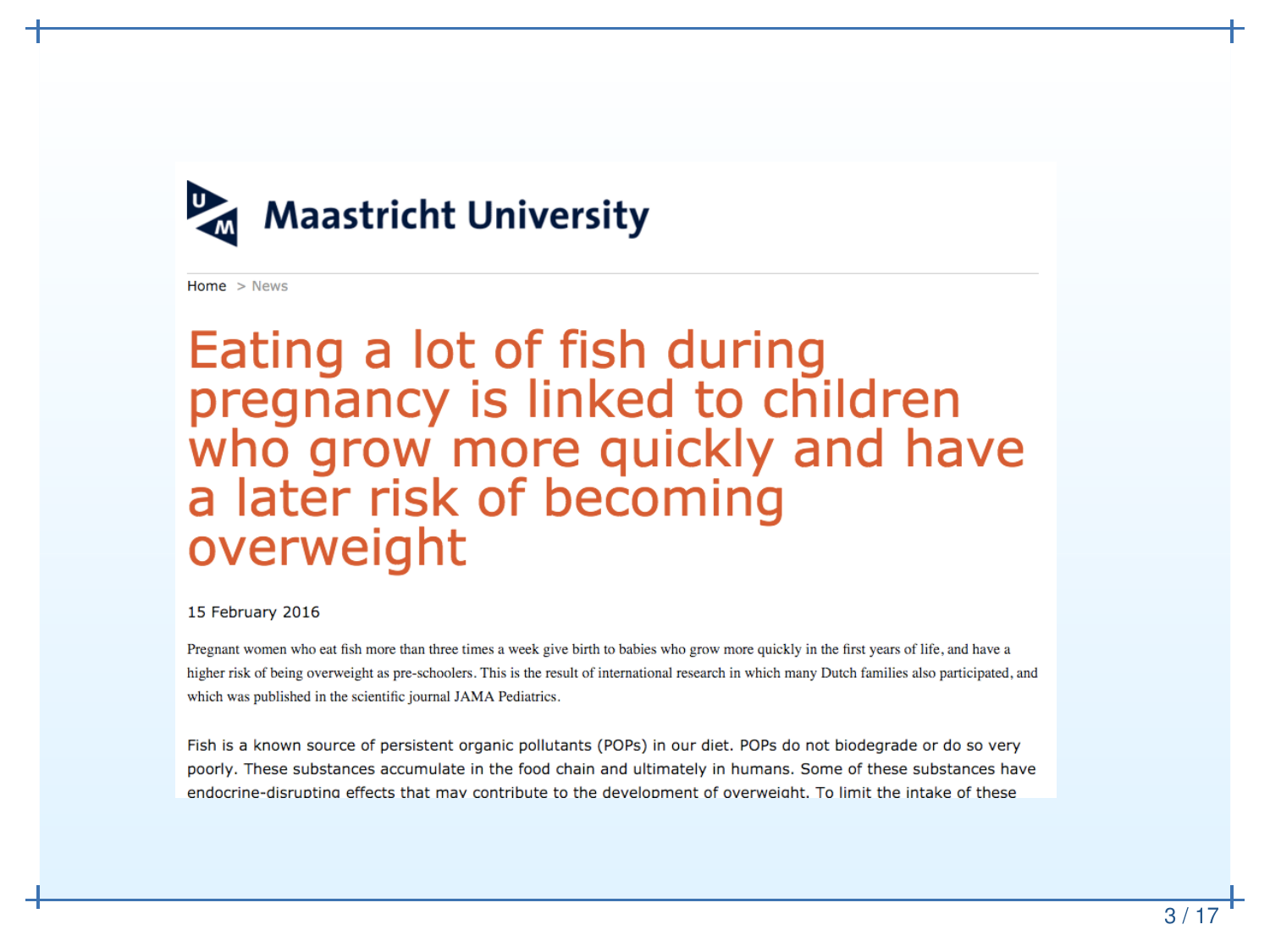Maastricht University

Home > News

# Eating a lot of fish during pregnancy is linked to children who grow more quickly and have a later risk of becoming overweight

15 February 2016

Pregnant women who eat fish more than three times a week give birth to babies who grow more quickly in the first years of life, and have a higher risk of being overweight as pre-schoolers. This is the result of international research in which many Dutch families also participated, and which was published in the scientific journal JAMA Pediatrics.

Fish is a known source of persistent organic pollutants (POPs) in our diet. POPs do not biodegrade or do so very poorly. These substances accumulate in the food chain and ultimately in humans. Some of these substances have endocrine-disrupting effects that may contribute to the development of overweight. To limit the intake of these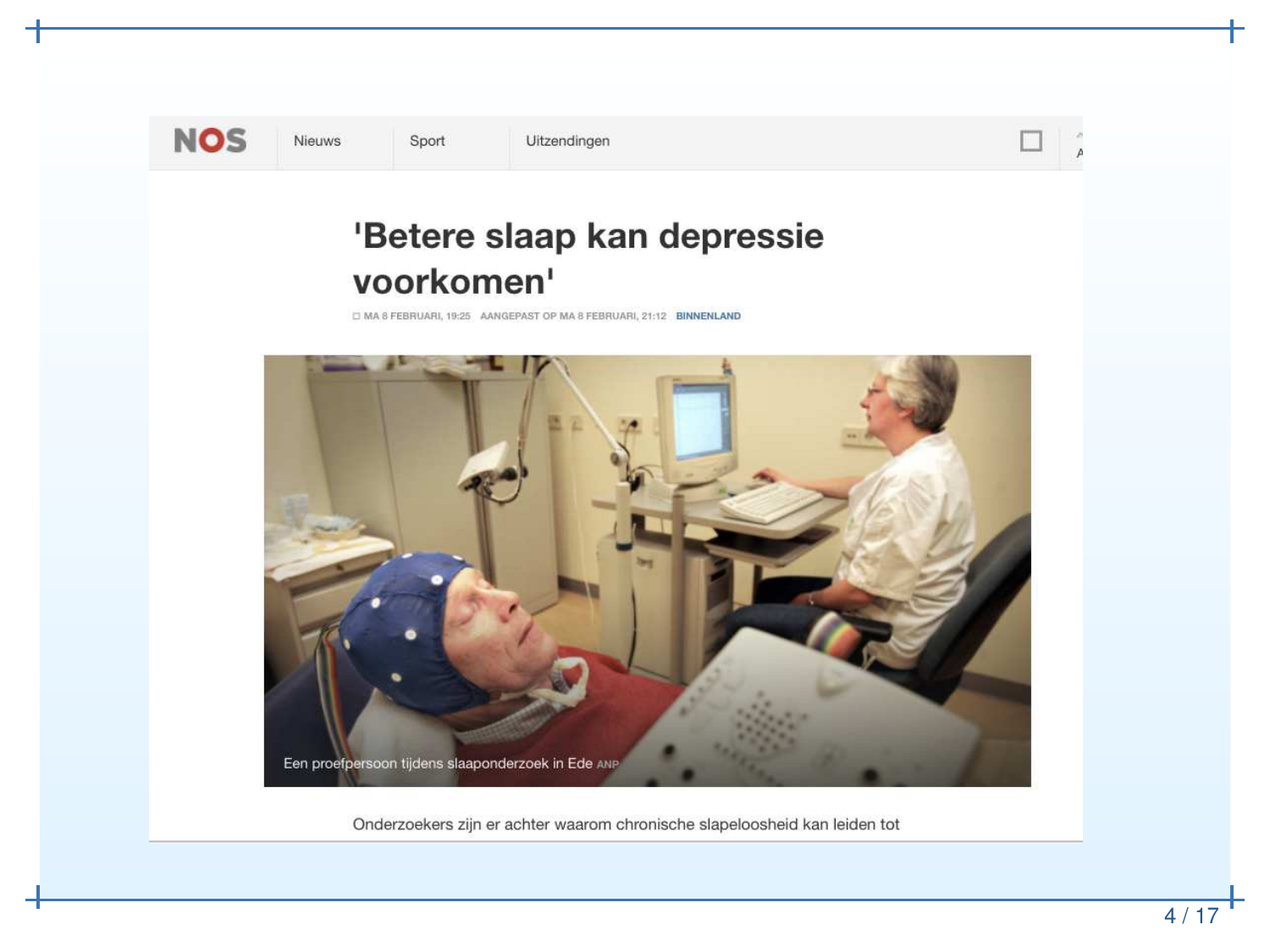NOS | Nieuws | Sport | Uitzendingen

# 'Betere slaap kan depressie voorkomen'

MA 8 FEBRUARI, 19:25 AANGEPAST OP MA 8 FEBRUARI, 21:12 BINNENLAND

Een proefpersoon tijdens slaaponderzoek in Ede ANP

Onderzoekers zijn er achter waarom chronische slapeloosheid kan leiden tot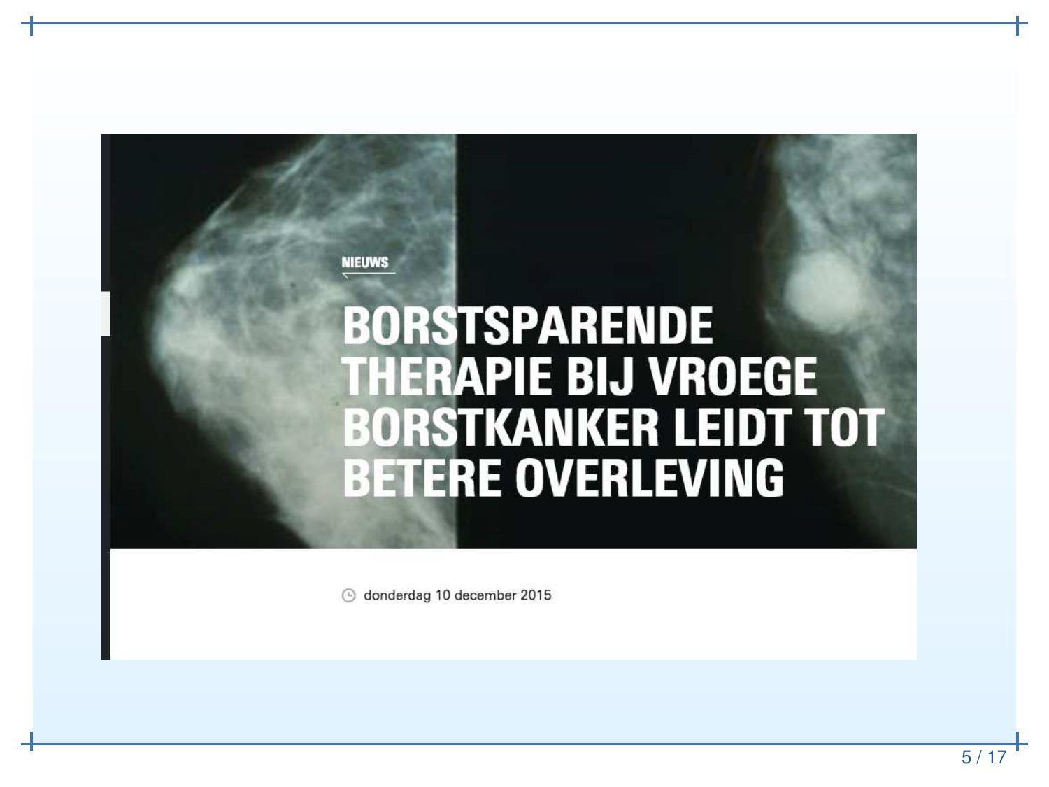NIEUWS

# BORSTSPARENDE THERAPIE BIJ VROEGE BORSTKANKER LEIDT TOT BETERE OVERLEVING

donderdag 10 december 2015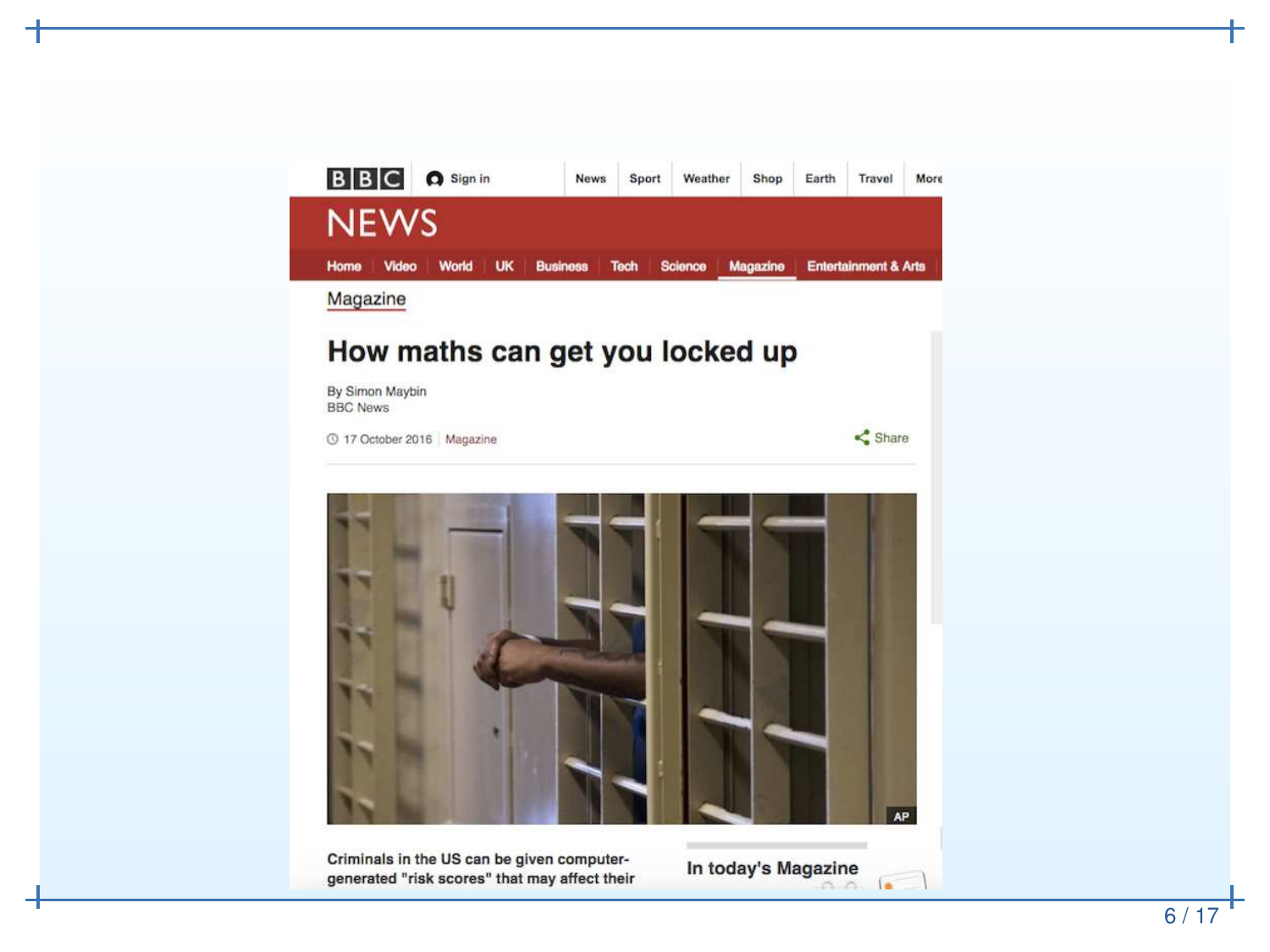BBC | Sign in | News | Sport | Weather | Shop | Earth | Travel | More

NEWS

Home | Video | World | UK | Business | Tech | Science | Magazine | Entertainment & Arts

Magazine

# How maths can get you locked up

By Simon Maybin
BBC News

17 October 2016 | Magazine

Share

AP

Criminals in the US can be given computer-generated "risk scores" that may affect their

In today's Magazine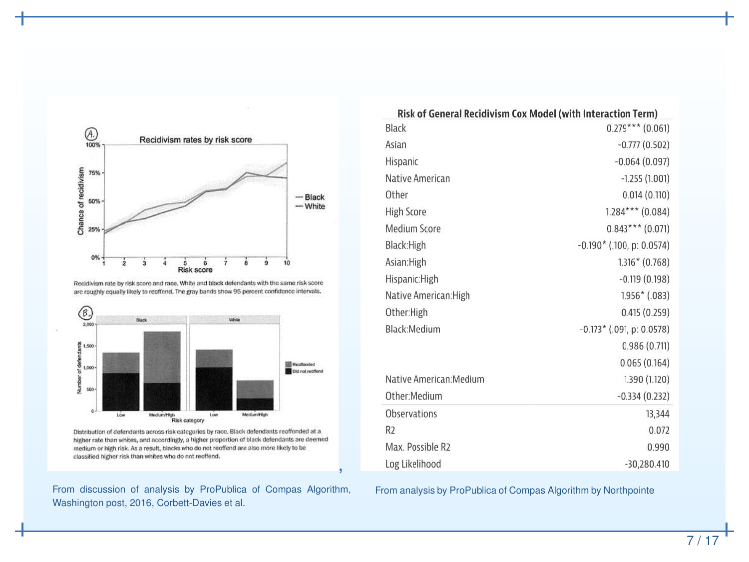**Recidivism rates by risk score**

Recidivism rate by risk score and race. White and black defendants with the same risk score are roughly equally likely to reoffend. The gray bands show 95 percent confidence intervals.

Distribution of defendants across risk categories by race. Black defendants reoffended at a higher rate than whites, and accordingly, a higher proportion of black defendants are deemed medium or high risk. As a result, blacks who do not reoffend are also more likely to be classified higher risk than whites who do not reoffend.

From discussion of analysis by ProPublica of Compas Algorithm, Washington post, 2016, Corbett-Davies et al.

**Risk of General Recidivism Cox Model (with Interaction Term)**

| | |
|---|---|
| Black | 0.279*** (0.061) |
| Asian | -0.777 (0.502) |
| Hispanic | -0.064 (0.097) |
| Native American | -1.255 (1.001) |
| Other | 0.014 (0.110) |
| High Score | 1.284*** (0.084) |
| Medium Score | 0.843*** (0.071) |
| Black:High | -0.190* (.100, p: 0.0574) |
| Asian:High | 1.316* (0.768) |
| Hispanic:High | -0.119 (0.198) |
| Native American:High | 1.956* (.083) |
| Other:High | 0.415 (0.259) |
| Black:Medium | -0.173* (.091, p: 0.0578) |
| | 0.986 (0.711) |
| | 0.065 (0.164) |
| Native American:Medium | 1.390 (1.120) |
| Other:Medium | -0.334 (0.232) |
| Observations | 13,344 |
| R2 | 0.072 |
| Max. Possible R2 | 0.990 |
| Log Likelihood | -30,280.410 |

From analysis by ProPublica of Compas Algorithm by Northpointe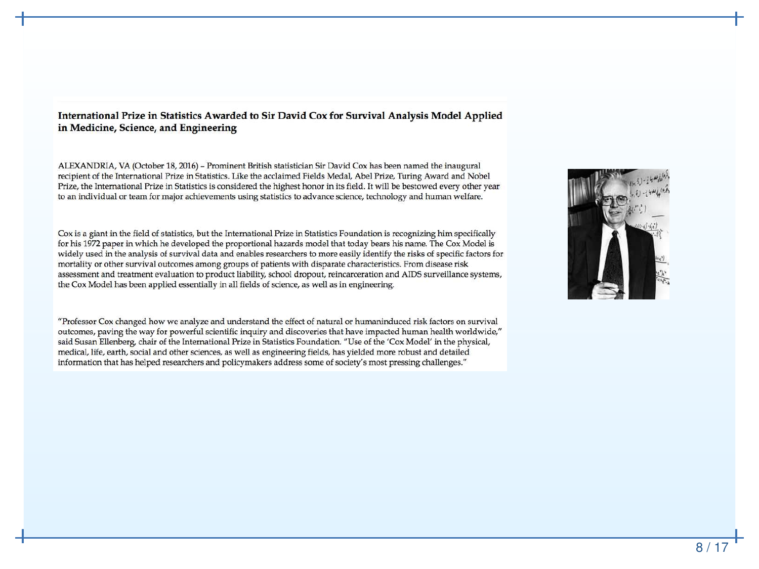**International Prize in Statistics Awarded to Sir David Cox for Survival Analysis Model Applied in Medicine, Science, and Engineering**

ALEXANDRIA, VA (October 18, 2016) – Prominent British statistician Sir David Cox has been named the inaugural recipient of the International Prize in Statistics. Like the acclaimed Fields Medal, Abel Prize, Turing Award and Nobel Prize, the International Prize in Statistics is considered the highest honor in its field. It will be bestowed every other year to an individual or team for major achievements using statistics to advance science, technology and human welfare.

Cox is a giant in the field of statistics, but the International Prize in Statistics Foundation is recognizing him specifically for his 1972 paper in which he developed the proportional hazards model that today bears his name. The Cox Model is widely used in the analysis of survival data and enables researchers to more easily identify the risks of specific factors for mortality or other survival outcomes among groups of patients with disparate characteristics. From disease risk assessment and treatment evaluation to product liability, school dropout, reincarceration and AIDS surveillance systems, the Cox Model has been applied essentially in all fields of science, as well as in engineering.

"Professor Cox changed how we analyze and understand the effect of natural or humaninduced risk factors on survival outcomes, paving the way for powerful scientific inquiry and discoveries that have impacted human health worldwide," said Susan Ellenberg, chair of the International Prize in Statistics Foundation. "Use of the 'Cox Model' in the physical, medical, life, earth, social and other sciences, as well as engineering fields, has yielded more robust and detailed information that has helped researchers and policymakers address some of society's most pressing challenges."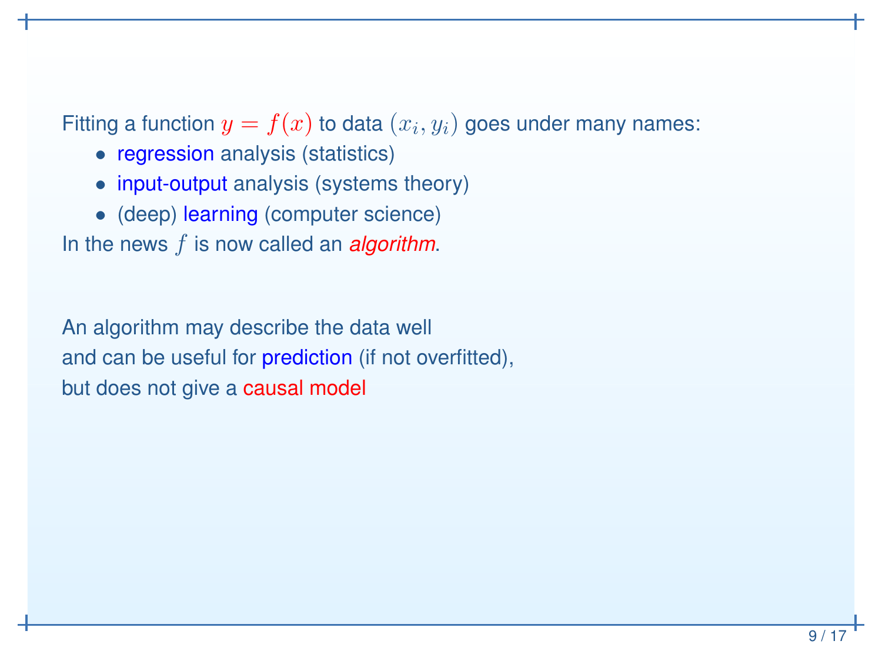Fitting a function $y = f(x)$ to data $(x_i, y_i)$ goes under many names:

- regression analysis (statistics)
- input-output analysis (systems theory)
- (deep) learning (computer science)

In the news $f$ is now called an *algorithm*.

An algorithm may describe the data well
and can be useful for prediction (if not overfitted),
but does not give a causal model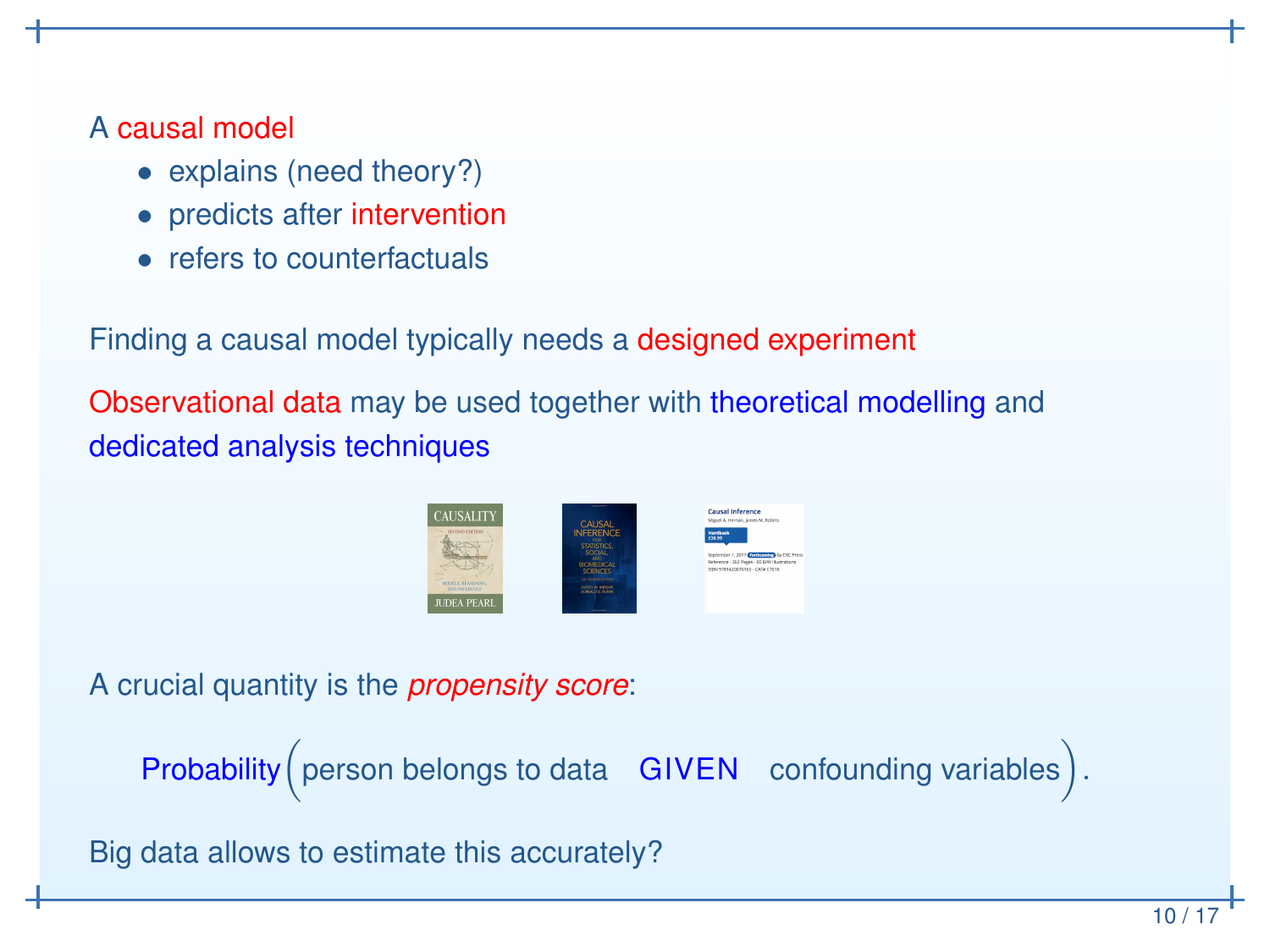A causal model

- explains (need theory?)
- predicts after intervention
- refers to counterfactuals

Finding a causal model typically needs a designed experiment

Observational data may be used together with theoretical modelling and dedicated analysis techniques

A crucial quantity is the *propensity score*:

$$\text{Probability}\Big(\text{person belongs to data} \quad \text{GIVEN} \quad \text{confounding variables}\Big).$$

Big data allows to estimate this accurately?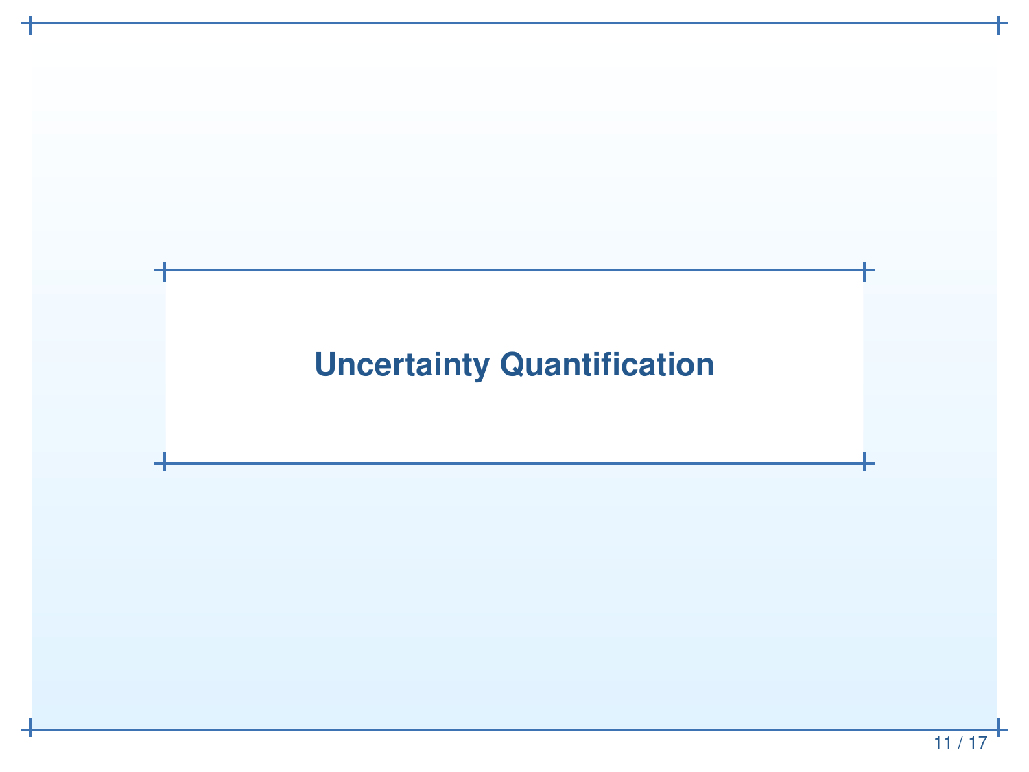# Uncertainty Quantification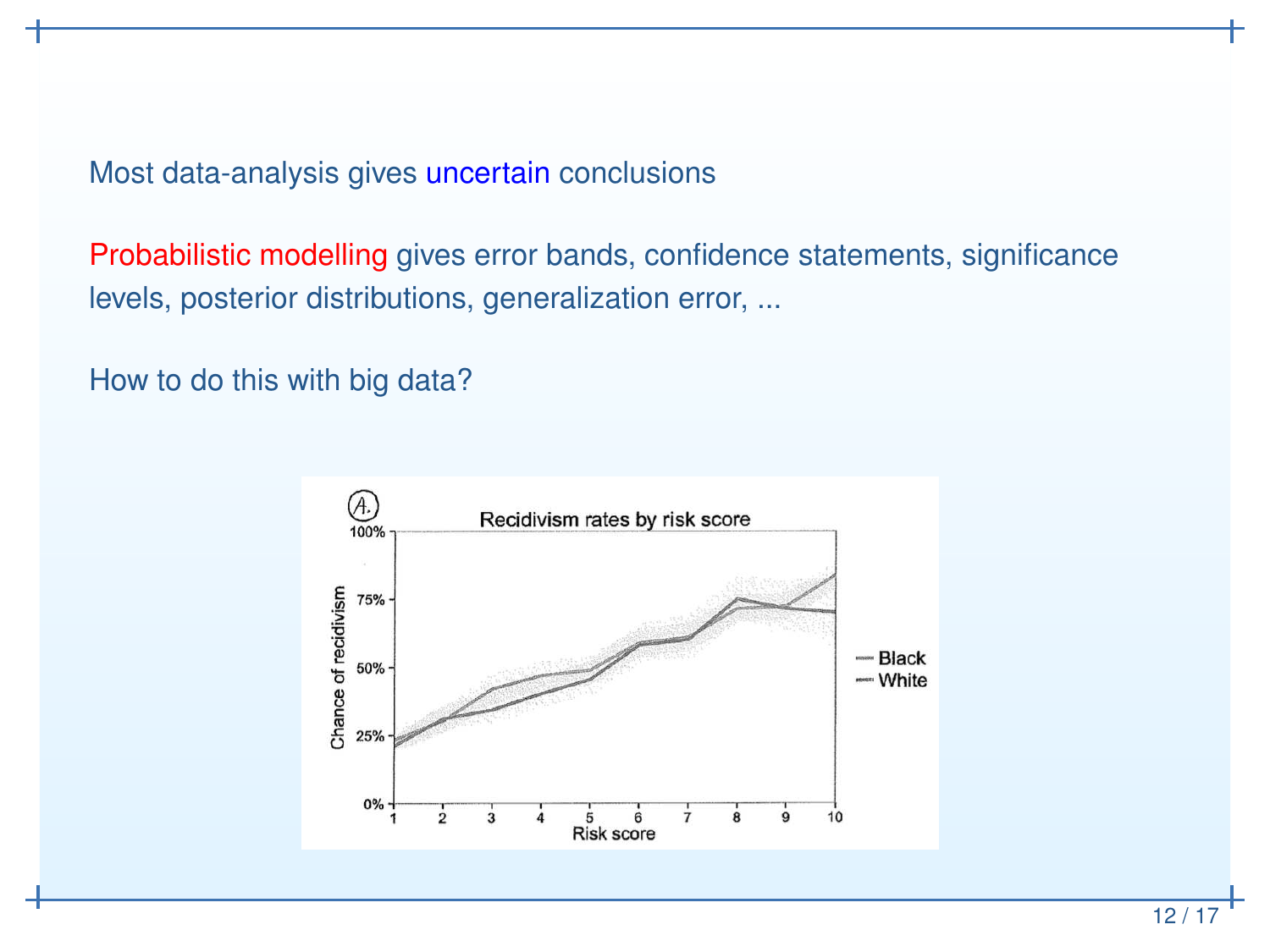Most data-analysis gives uncertain conclusions

Probabilistic modelling gives error bands, confidence statements, significance levels, posterior distributions, generalization error, ...

How to do this with big data?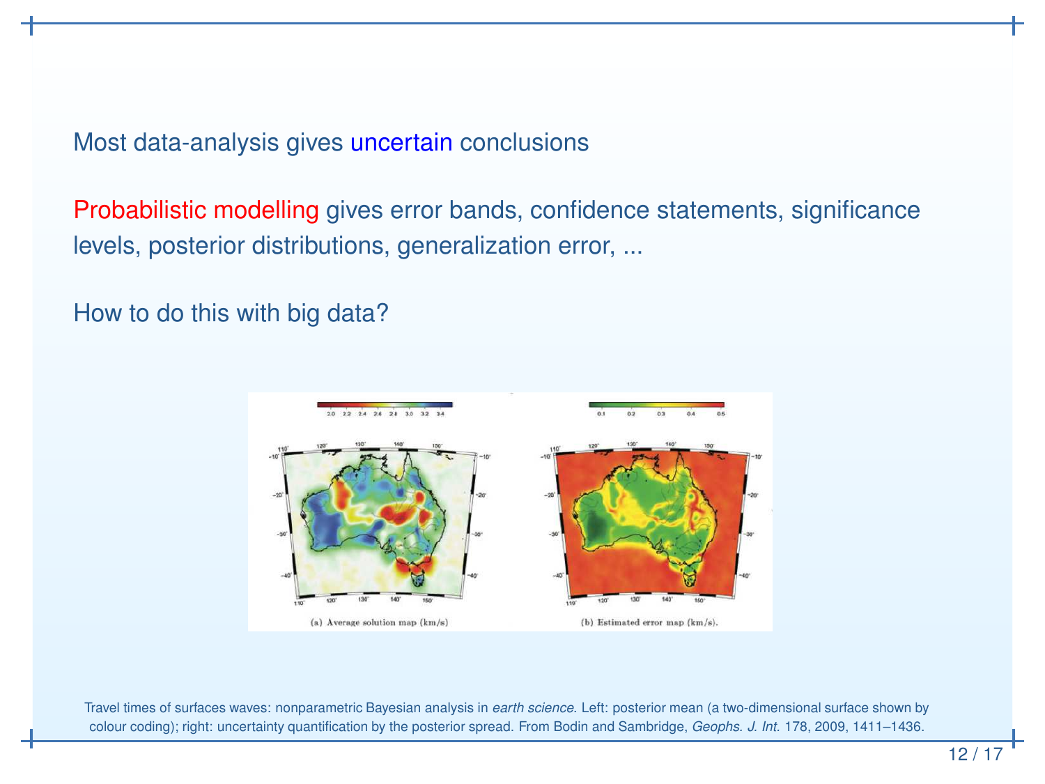Most data-analysis gives uncertain conclusions

Probabilistic modelling gives error bands, confidence statements, significance levels, posterior distributions, generalization error, ...

How to do this with big data?

(a) Average solution map (km/s)

(b) Estimated error map (km/s).

Travel times of surfaces waves: nonparametric Bayesian analysis in *earth science*. Left: posterior mean (a two-dimensional surface shown by colour coding); right: uncertainty quantification by the posterior spread. From Bodin and Sambridge, *Geophs. J. Int.* 178, 2009, 1411–1436.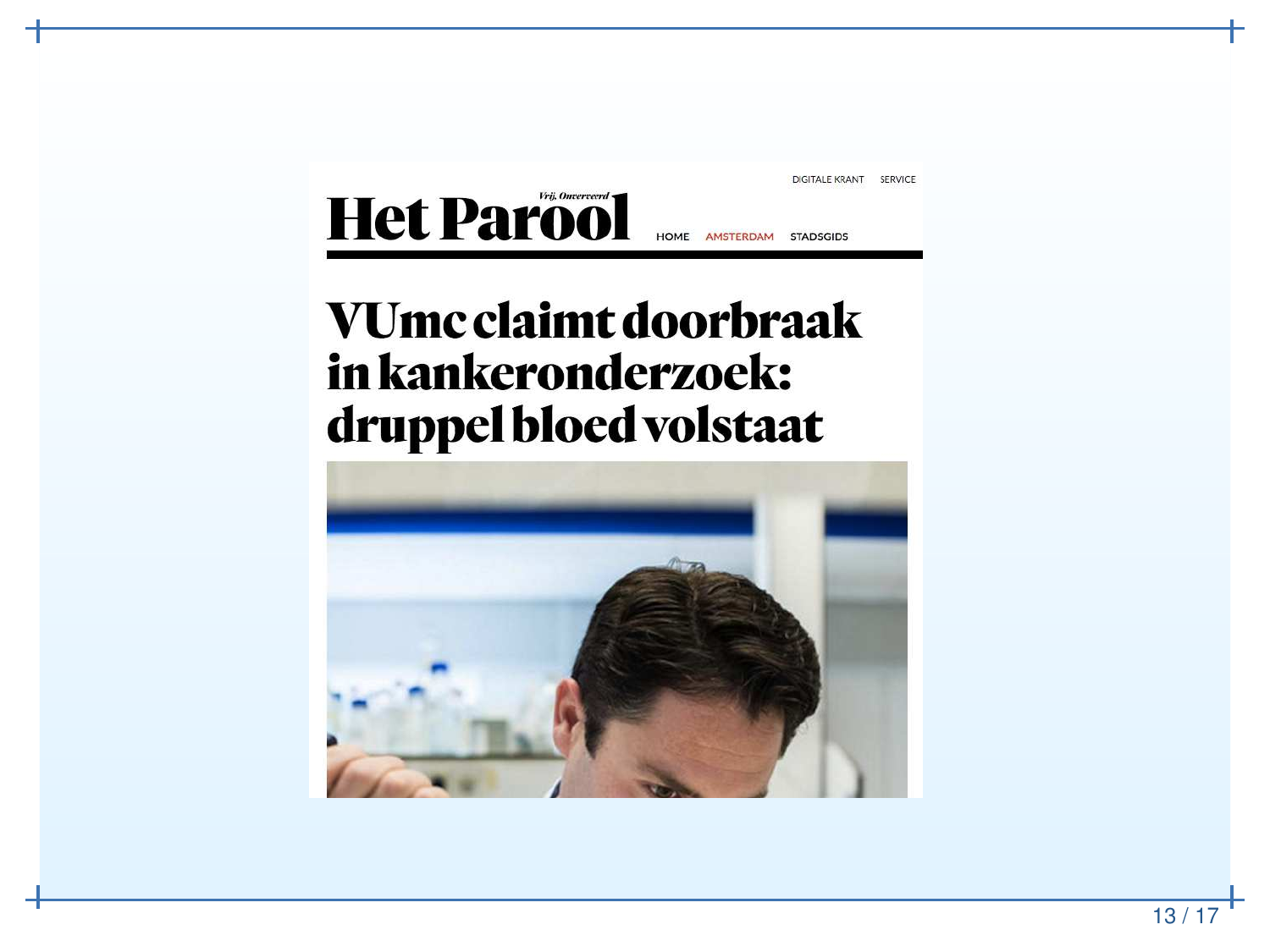DIGITALE KRANT SERVICE

Het Parool *Vrij, Onverveerd*

HOME AMSTERDAM STADSGIDS

# VUmc claimt doorbraak in kankeronderzoek: druppel bloed volstaat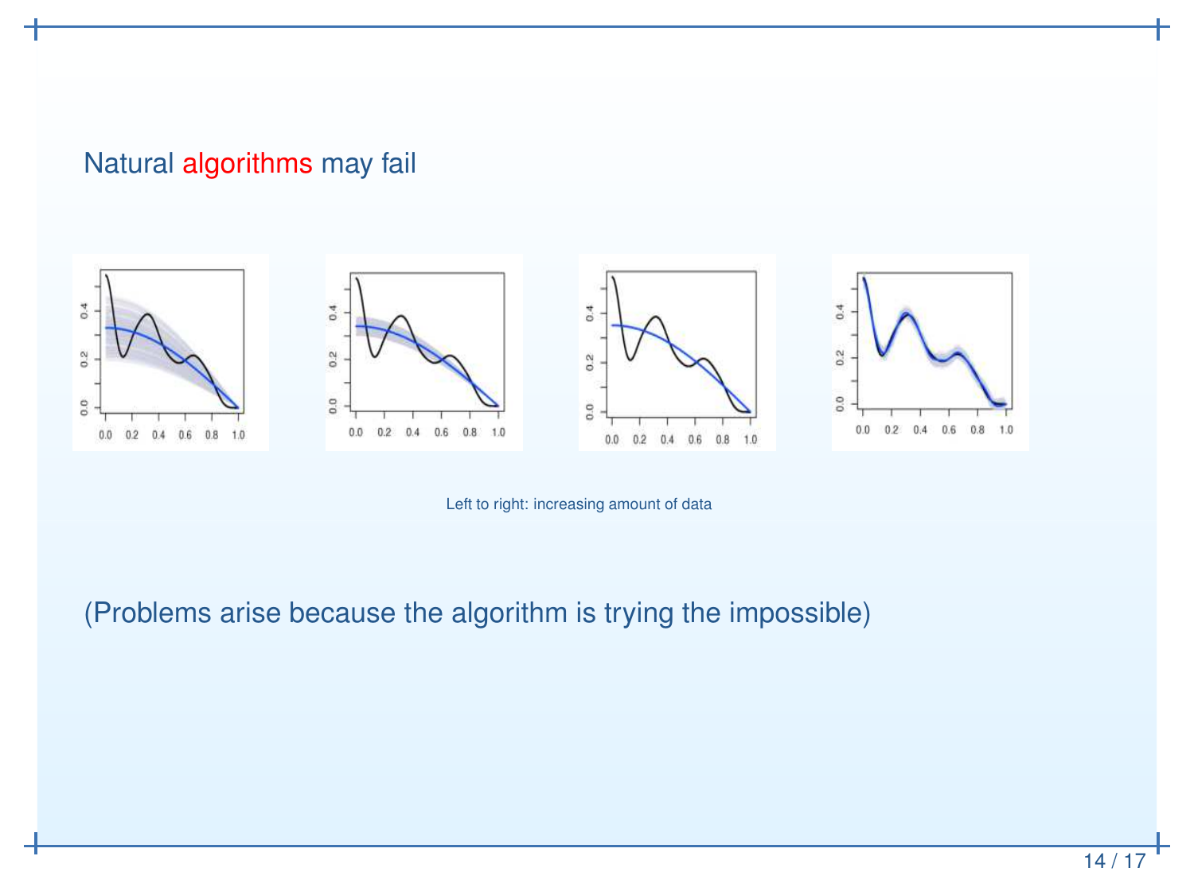## Natural algorithms may fail

Left to right: increasing amount of data

(Problems arise because the algorithm is trying the impossible)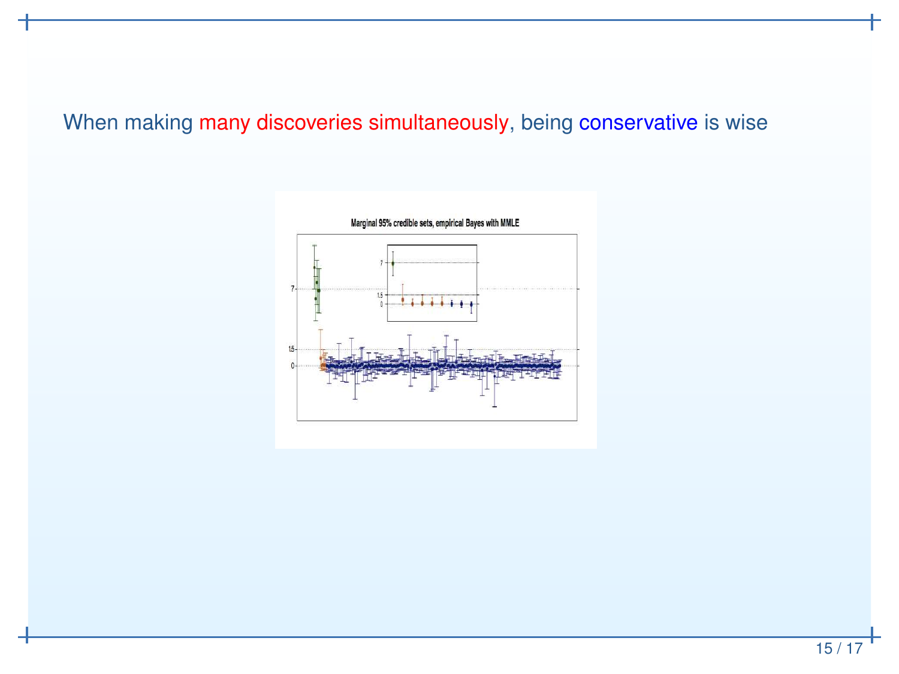When making many discoveries simultaneously, being conservative is wise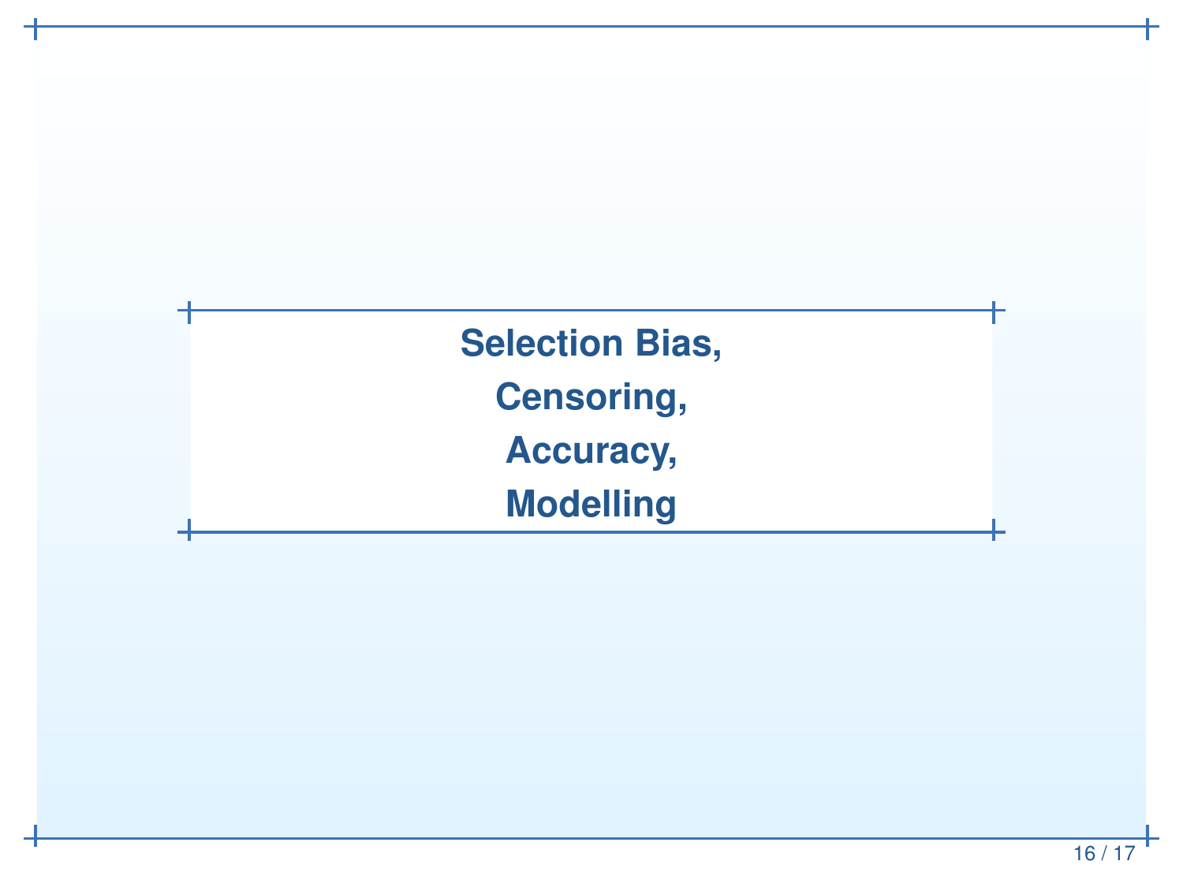# Selection Bias,

# Censoring,

# Accuracy,

# Modelling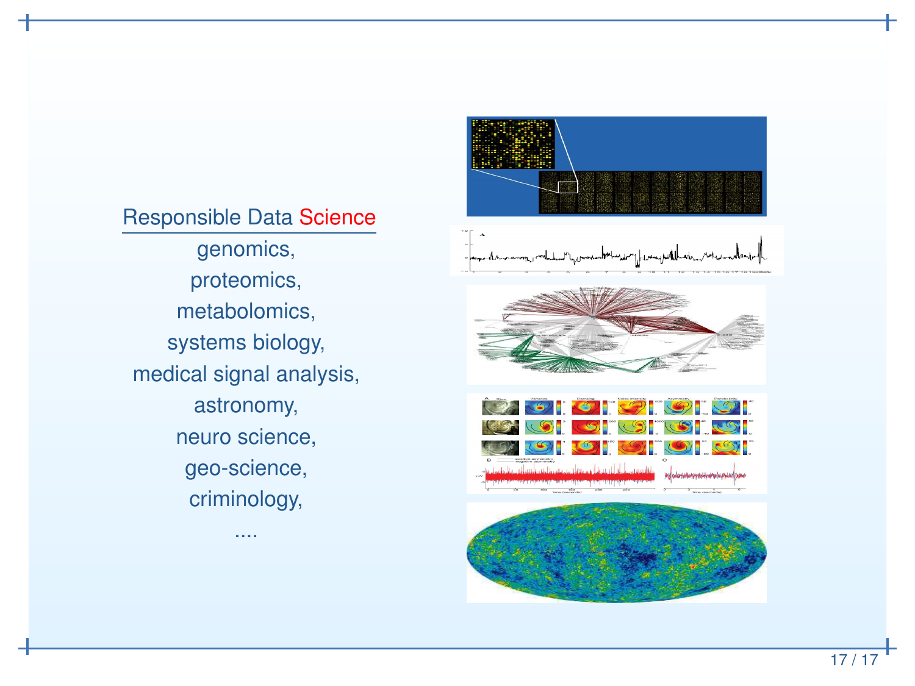Responsible Data Science

genomics,
proteomics,
metabolomics,
systems biology,
medical signal analysis,
astronomy,
neuro science,
geo-science,
criminology,
....